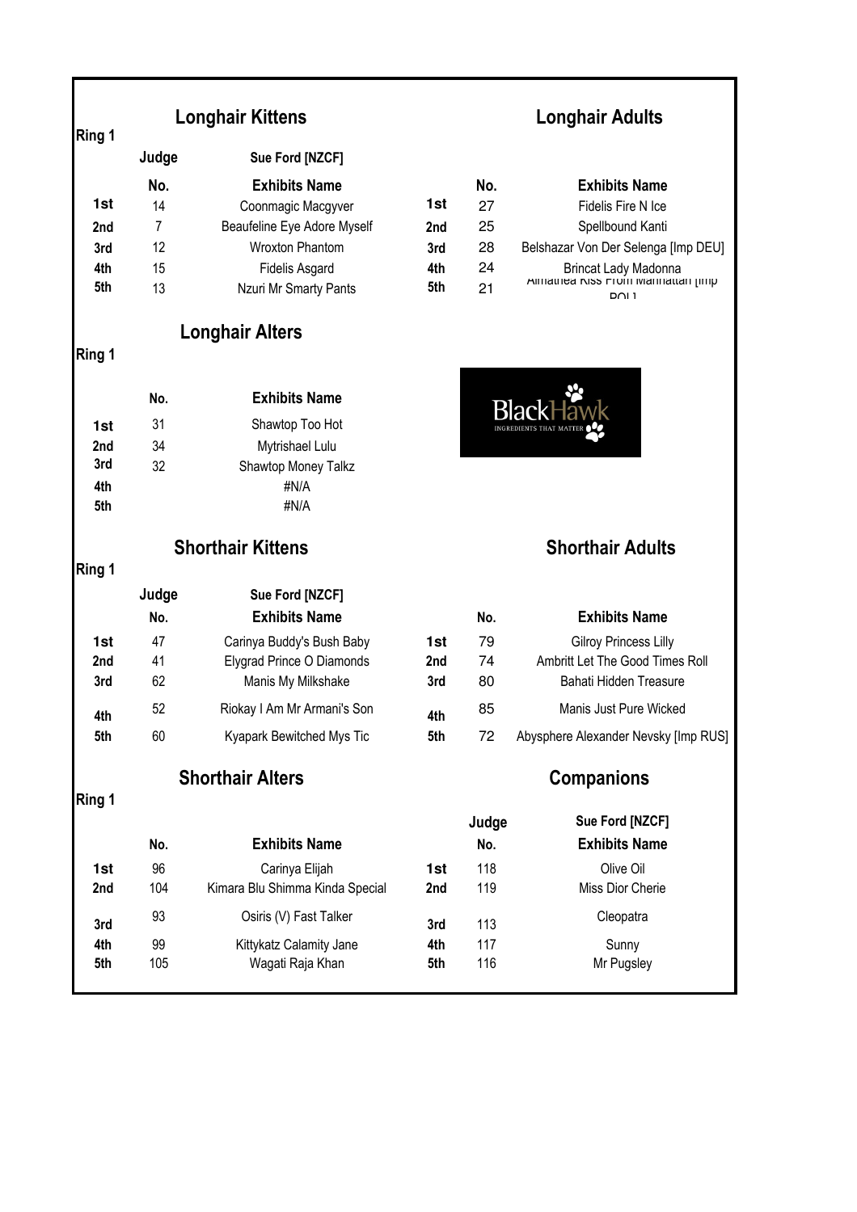## Longhair Kittens

**Ring 1**

**Judge:** Sue Ford [NZCF]

| | No. | Exhibits Name |
|---|---|---|
| 1st | 14 | Coonmagic Macgyver |
| 2nd | 7 | Beaufeline Eye Adore Myself |
| 3rd | 12 | Wroxton Phantom |
| 4th | 15 | Fidelis Asgard |
| 5th | 13 | Nzuri Mr Smarty Pants |

## Longhair Adults

| | No. | Exhibits Name |
|---|---|---|
| 1st | 27 | Fidelis Fire N Ice |
| 2nd | 25 | Spellbound Kanti |
| 3rd | 28 | Belshazar Von Der Selenga [Imp DEU] |
| 4th | 24 | Brincat Lady Madonna |
| 5th | 21 | Almathea Kiss From Manhattan [Imp POL] |

## Longhair Alters

**Ring 1**

| | No. | Exhibits Name |
|---|---|---|
| 1st | 31 | Shawtop Too Hot |
| 2nd | 34 | Mytrishael Lulu |
| 3rd | 32 | Shawtop Money Talkz |
| 4th | | #N/A |
| 5th | | #N/A |

BlackHawk
INGREDIENTS THAT MATTER

## Shorthair Kittens

**Ring 1**

**Judge:** Sue Ford [NZCF]

| | No. | Exhibits Name |
|---|---|---|
| 1st | 47 | Carinya Buddy's Bush Baby |
| 2nd | 41 | Elygrad Prince O Diamonds |
| 3rd | 62 | Manis My Milkshake |
| 4th | 52 | Riokay I Am Mr Armani's Son |
| 5th | 60 | Kyapark Bewitched Mys Tic |

## Shorthair Adults

| | No. | Exhibits Name |
|---|---|---|
| 1st | 79 | Gilroy Princess Lilly |
| 2nd | 74 | Ambritt Let The Good Times Roll |
| 3rd | 80 | Bahati Hidden Treasure |
| 4th | 85 | Manis Just Pure Wicked |
| 5th | 72 | Abysphere Alexander Nevsky [Imp RUS] |

## Shorthair Alters

**Ring 1**

| | No. | Exhibits Name |
|---|---|---|
| 1st | 96 | Carinya Elijah |
| 2nd | 104 | Kimara Blu Shimma Kinda Special |
| 3rd | 93 | Osiris (V) Fast Talker |
| 4th | 99 | Kittykatz Calamity Jane |
| 5th | 105 | Wagati Raja Khan |

## Companions

**Judge:** Sue Ford [NZCF]

| | No. | Exhibits Name |
|---|---|---|
| 1st | 118 | Olive Oil |
| 2nd | 119 | Miss Dior Cherie |
| 3rd | 113 | Cleopatra |
| 4th | 117 | Sunny |
| 5th | 116 | Mr Pugsley |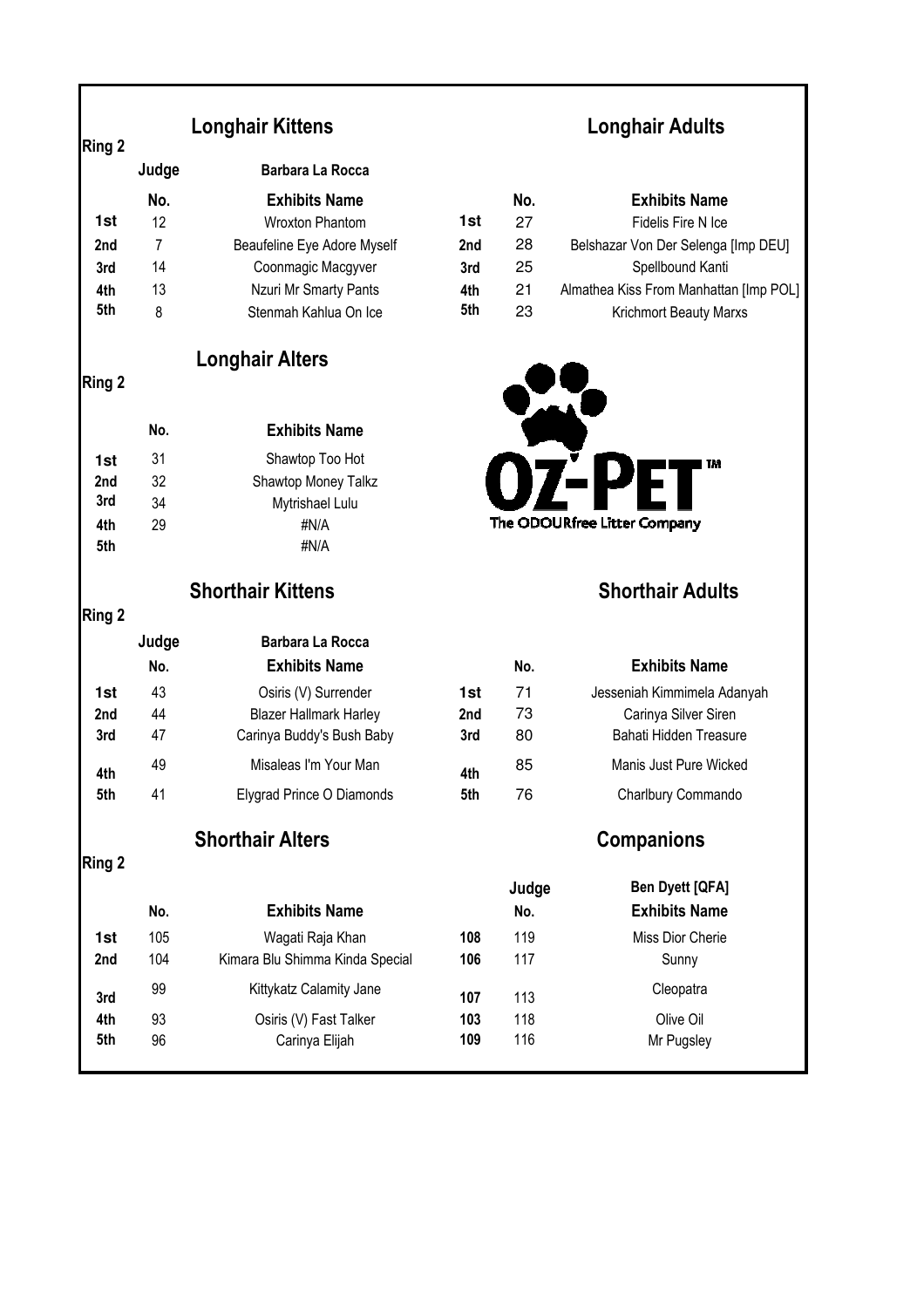## Longhair Kittens

**Ring 2**

**Judge** Barbara La Rocca

| | No. | Exhibits Name |
|---|---|---|
| 1st | 12 | Wroxton Phantom |
| 2nd | 7 | Beaufeline Eye Adore Myself |
| 3rd | 14 | Coonmagic Macgyver |
| 4th | 13 | Nzuri Mr Smarty Pants |
| 5th | 8 | Stenmah Kahlua On Ice |

## Longhair Adults

| | No. | Exhibits Name |
|---|---|---|
| 1st | 27 | Fidelis Fire N Ice |
| 2nd | 28 | Belshazar Von Der Selenga [Imp DEU] |
| 3rd | 25 | Spellbound Kanti |
| 4th | 21 | Almathea Kiss From Manhattan [Imp POL] |
| 5th | 23 | Krichmort Beauty Marxs |

## Longhair Alters

**Ring 2**

| | No. | Exhibits Name |
|---|---|---|
| 1st | 31 | Shawtop Too Hot |
| 2nd | 32 | Shawtop Money Talkz |
| 3rd | 34 | Mytrishael Lulu |
| 4th | 29 | #N/A |
| 5th | | #N/A |

OZ-PET™ The ODOURfree Litter Company

## Shorthair Kittens

**Ring 2**

**Judge** Barbara La Rocca

| | No. | Exhibits Name |
|---|---|---|
| 1st | 43 | Osiris (V) Surrender |
| 2nd | 44 | Blazer Hallmark Harley |
| 3rd | 47 | Carinya Buddy's Bush Baby |
| 4th | 49 | Misaleas I'm Your Man |
| 5th | 41 | Elygrad Prince O Diamonds |

## Shorthair Adults

| | No. | Exhibits Name |
|---|---|---|
| 1st | 71 | Jesseniah Kimmimela Adanyah |
| 2nd | 73 | Carinya Silver Siren |
| 3rd | 80 | Bahati Hidden Treasure |
| 4th | 85 | Manis Just Pure Wicked |
| 5th | 76 | Charlbury Commando |

## Shorthair Alters

**Ring 2**

| | No. | Exhibits Name |
|---|---|---|
| 1st | 105 | Wagati Raja Khan |
| 2nd | 104 | Kimara Blu Shimma Kinda Special |
| 3rd | 99 | Kittykatz Calamity Jane |
| 4th | 93 | Osiris (V) Fast Talker |
| 5th | 96 | Carinya Elijah |

## Companions

**Judge** Ben Dyett [QFA]

| | No. | Exhibits Name |
|---|---|---|
| 108 | 119 | Miss Dior Cherie |
| 106 | 117 | Sunny |
| 107 | 113 | Cleopatra |
| 103 | 118 | Olive Oil |
| 109 | 116 | Mr Pugsley |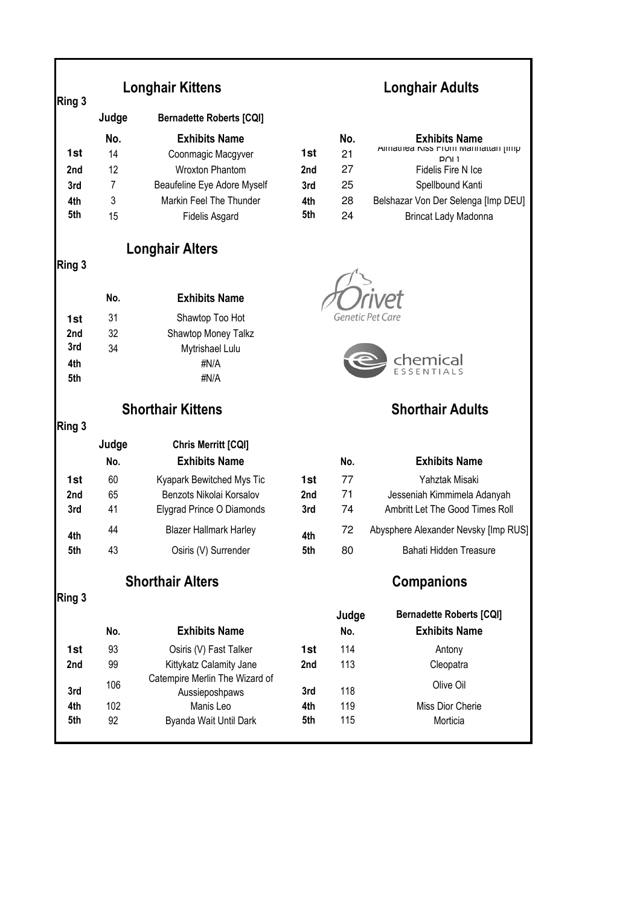## Ring 3

### Longhair Kittens

Judge: Bernadette Roberts [CQI]

| | No. | Exhibits Name |
|---|---|---|
| 1st | 14 | Coonmagic Macgyver |
| 2nd | 12 | Wroxton Phantom |
| 3rd | 7 | Beaufeline Eye Adore Myself |
| 4th | 3 | Markin Feel The Thunder |
| 5th | 15 | Fidelis Asgard |

### Longhair Adults

| | No. | Exhibits Name |
|---|---|---|
| 1st | 21 | Almathea Kiss From Manhattan [Imp POL] |
| 2nd | 27 | Fidelis Fire N Ice |
| 3rd | 25 | Spellbound Kanti |
| 4th | 28 | Belshazar Von Der Selenga [Imp DEU] |
| 5th | 24 | Brincat Lady Madonna |

## Ring 3

### Longhair Alters

| | No. | Exhibits Name |
|---|---|---|
| 1st | 31 | Shawtop Too Hot |
| 2nd | 32 | Shawtop Money Talkz |
| 3rd | 34 | Mytrishael Lulu |
| 4th | | #N/A |
| 5th | | #N/A |

Orivet Genetic Pet Care

chemical ESSENTIALS

## Ring 3

### Shorthair Kittens

Judge: Chris Merritt [CQI]

| | No. | Exhibits Name |
|---|---|---|
| 1st | 60 | Kyapark Bewitched Mys Tic |
| 2nd | 65 | Benzots Nikolai Korsalov |
| 3rd | 41 | Elygrad Prince O Diamonds |
| 4th | 44 | Blazer Hallmark Harley |
| 5th | 43 | Osiris (V) Surrender |

### Shorthair Adults

| | No. | Exhibits Name |
|---|---|---|
| 1st | 77 | Yahztak Misaki |
| 2nd | 71 | Jesseniah Kimmimela Adanyah |
| 3rd | 74 | Ambritt Let The Good Times Roll |
| 4th | 72 | Abysphere Alexander Nevsky [Imp RUS] |
| 5th | 80 | Bahati Hidden Treasure |

## Ring 3

### Shorthair Alters

| | No. | Exhibits Name |
|---|---|---|
| 1st | 93 | Osiris (V) Fast Talker |
| 2nd | 99 | Kittykatz Calamity Jane |
| 3rd | 106 | Catempire Merlin The Wizard of Aussieposhpaws |
| 4th | 102 | Manis Leo |
| 5th | 92 | Byanda Wait Until Dark |

### Companions

Judge: Bernadette Roberts [CQI]

| | No. | Exhibits Name |
|---|---|---|
| 1st | 114 | Antony |
| 2nd | 113 | Cleopatra |
| 3rd | 118 | Olive Oil |
| 4th | 119 | Miss Dior Cherie |
| 5th | 115 | Morticia |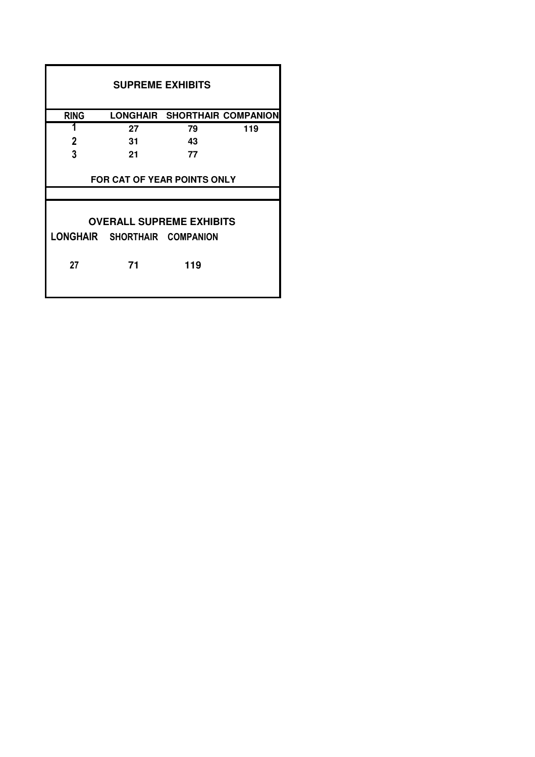## SUPREME EXHIBITS

| RING | LONGHAIR | SHORTHAIR | COMPANION |
|---|---|---|---|
| 1 | 27 | 79 | 119 |
| 2 | 31 | 43 | |
| 3 | 21 | 77 | |

FOR CAT OF YEAR POINTS ONLY

## OVERALL SUPREME EXHIBITS

| LONGHAIR | SHORTHAIR | COMPANION |
|---|---|---|
| 27 | 71 | 119 |